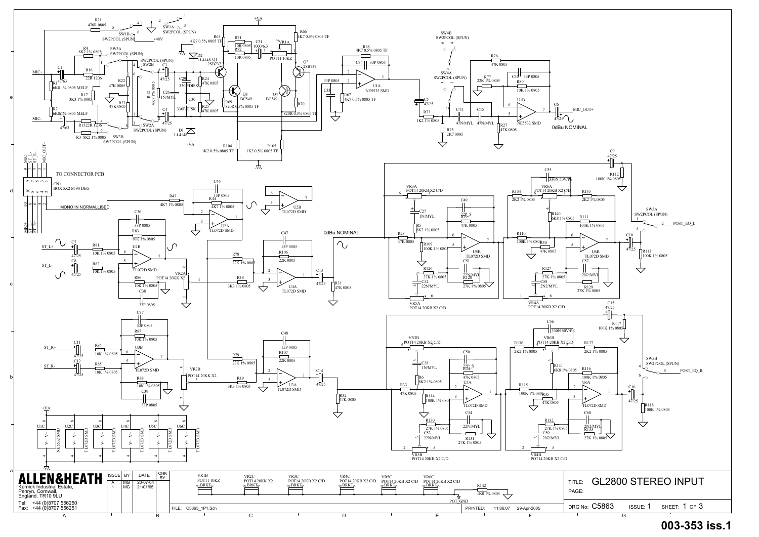TO CONNECTOR PCB

MONO IN NORMALLISED

0dBu NOMINAL

0dBu NOMINAL

| ALLEN&HEATH | ISSUE | BY | DATE | CHK BY |
|---|---|---|---|---|
| Kernick Industrial Estate, Penryn, Cornwall, England. TR10 9LU | A | MG | 20-07-04 | |
| Tel: +44 (0)8707 556250 Fax: +44 (0)8707 556251 | 1 | MG | 21/01/05 | |

FILE: C5863_1P1.Sch

PRINTED: 11:06:07 29-Apr-2005

TITLE: GL2800 STEREO INPUT

PAGE:

DRG No: C5863 ISSUE: 1 SHEET: 1 OF 3

003-353 iss.1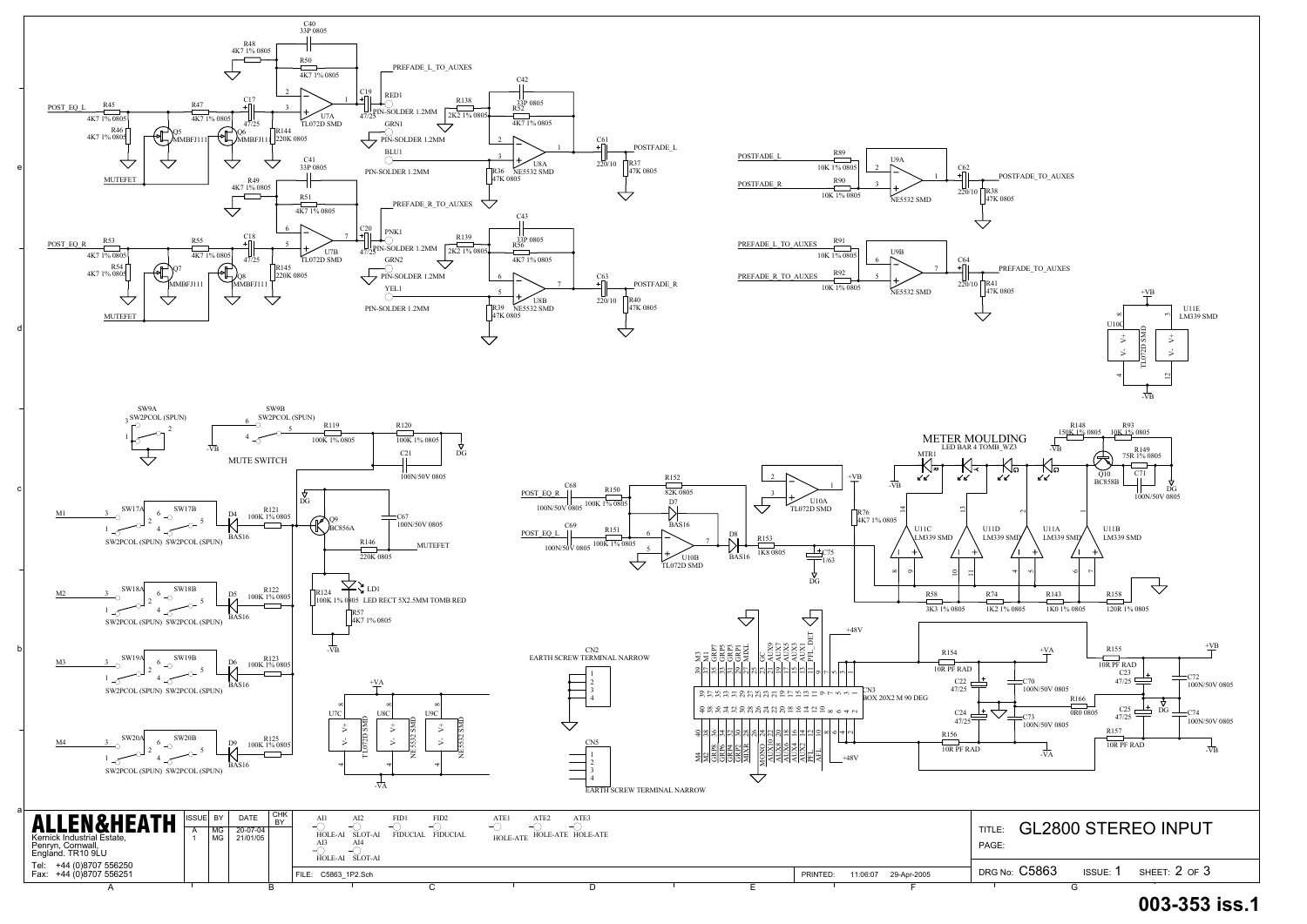ALLEN&HEATH

Kernick Industrial Estate,
Penryn, Cornwall,
England. TR10 9LU

Tel: +44 (0)8707 556250
Fax: +44 (0)8707 556251

| ISSUE | BY | DATE | CHK BY |
|---|---|---|---|
| A | MG | 20-07-04 | |
| 1 | MG | 21/01/05 | |

FILE: C5863_1P2.Sch

PRINTED: 11:06:07 29-Apr-2005

TITLE: GL2800 STEREO INPUT

PAGE:

DRG No: C5863 ISSUE: 1 SHEET: 2 OF 3

003-353 iss.1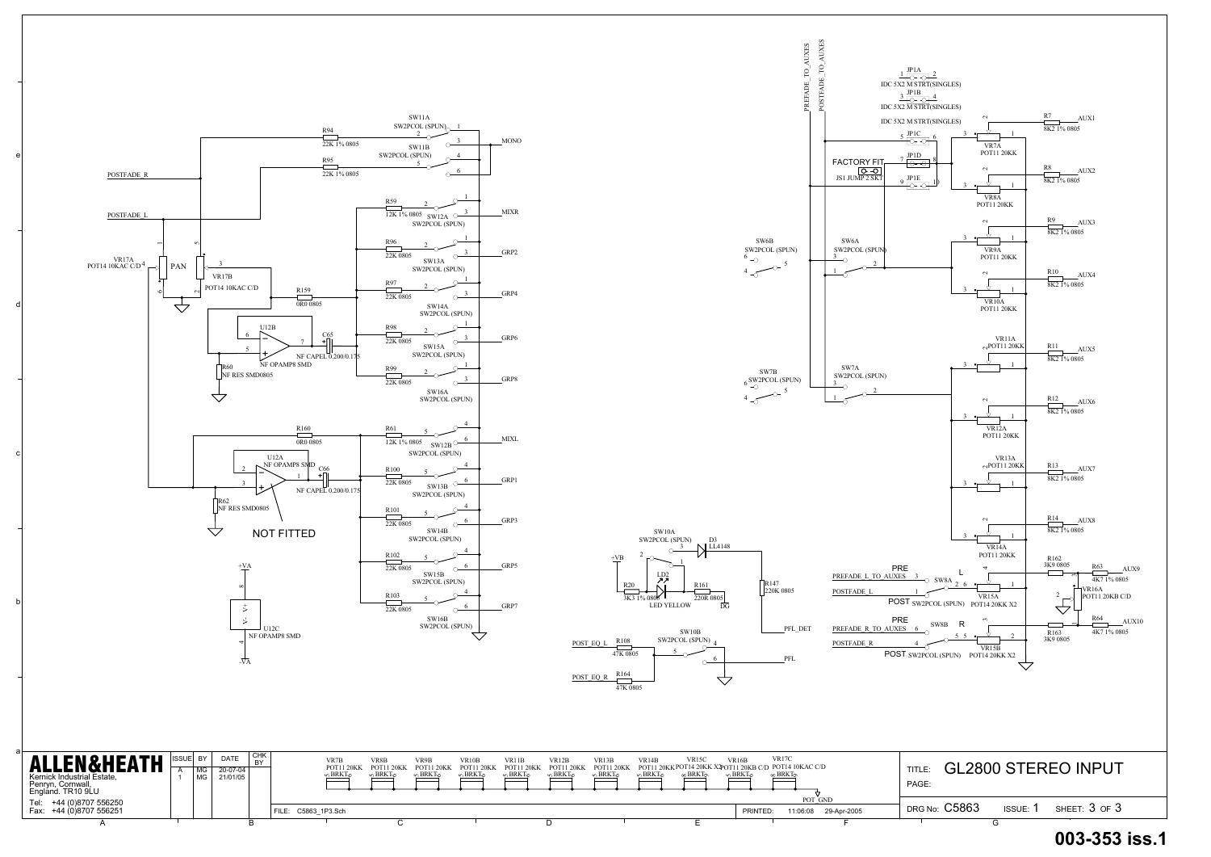# GL2800 STEREO INPUT

PREFADE_TO_AUXES

POSTFADE_TO_AUXES

JP1A IDC 5X2 M STRT(SINGLES) 1 2

JP1B IDC 5X2 M STRT(SINGLES) 3 4

IDC 5X2 M STRT(SINGLES)

JP1C 5 6

JP1D 7 8

FACTORY FIT

JS1 JUMP 2 SKT

JP1E 9 10

R7 8K2 1% 0805 AUX1

VR7A POT11 20KK

R8 8K2 1% 0805 AUX2

VR8A POT11 20KK

R9 8K2 1% 0805 AUX3

VR9A POT11 20KK

R10 8K2 1% 0805 AUX4

VR10A POT11 20KK

VR11A POT11 20KK

R11 8K2 1% 0805 AUX5

R12 8K2 1% 0805 AUX6

VR12A POT11 20KK

VR13A POT11 20KK

R13 8K2 1% 0805 AUX7

R14 8K2 1% 0805 AUX8

VR14A POT11 20KK

SW6B SW2PCOL (SPUN)

SW6A SW2PCOL (SPUN)

SW7B SW2PCOL (SPUN)

SW7A SW2PCOL (SPUN)

R162 3K9 0805

R63 4K7 1% 0805 AUX9

VR16A POT11 20KB C/D

R64 4K7 1% 0805 AUX10

R163 3K9 0805

PREFADE_L_TO_AUXES — PRE — SW8A — L

POSTFADE_L — POST SW2PCOL (SPUN)

VR15A POT14 20KK X2

PREFADE_R_TO_AUXES — PRE — SW8B — R

POSTFADE_R — POST SW2PCOL (SPUN)

VR15B POT14 20KK X2

SW11A SW2PCOL (SPUN)

R94 22K 1% 0805

SW11B SW2PCOL (SPUN)

MONO

R95 22K 1% 0805

POSTFADE_R

POSTFADE_L

R59 12K 1% 0805 SW12A SW2PCOL (SPUN) MIXR

R96 22K 0805 SW13A SW2PCOL (SPUN) GRP2

R97 22K 0805 SW14A SW2PCOL (SPUN) GRP4

R98 22K 0805 SW15A SW2PCOL (SPUN) GRP6

R99 22K 0805 SW16A SW2PCOL (SPUN) GRP8

VR17A POT14 10KAC C/D

PAN

VR17B POT14 10KAC C/D

R159 0R0 0805

U12B NF OPAMP8 SMD

C65 NF CAPEL 0.200/0.175

R60 NF RES SMD0805

R160 0R0 0805

R61 12K 1% 0805 SW12B SW2PCOL (SPUN) MIXL

U12A NF OPAMP8 SMD

C66 NF CAPEL 0.200/0.175

R62 NF RES SMD0805

NOT FITTED

R100 22K 0805 SW13B SW2PCOL (SPUN) GRP1

R101 22K 0805 SW14B SW2PCOL (SPUN) GRP3

R102 22K 0805 SW15B SW2PCOL (SPUN) GRP5

R103 22K 0805 SW16B SW2PCOL (SPUN) GRP7

+VA

U12C NF OPAMP8 SMD

-VA

SW10A SW2PCOL (SPUN)

D3 LL4148

+VB

LD2 LED YELLOW

R20 3K3 1% 0805

R161 220R 0805

DG

R147 220K 0805

PFL_DET

POST_EQ_L R108 47K 0805

SW10B SW2PCOL (SPUN)

PFL

POST_EQ_R R164 47K 0805

VR7B POT11 20KK BRKT

VR8B POT11 20KK BRKT

VR9B POT11 20KK BRKT

VR10B POT11 20KK BRKT

VR11B POT11 20KK BRKT

VR12B POT11 20KK BRKT

VR13B POT11 20KK BRKT

VR14B POT11 20KK BRKT

VR15C POT14 20KK X2 BRKT

VR16B POT11 20KB C/D BRKT

VR17C POT14 10KAC C/D BRKT

POT_GND

ALLEN&HEATH

Kernick Industrial Estate,
Penryn, Cornwall,
England. TR10 9LU

Tel: +44 (0)8707 556250
Fax: +44 (0)8707 556251

| ISSUE | BY | DATE | CHK BY |
|---|---|---|---|
| A | MG | 20-07-04 | |
| 1 | MG | 21/01/05 | |

FILE: C5863_1P3.Sch

PRINTED: 11:06:08 29-Apr-2005

TITLE: GL2800 STEREO INPUT

PAGE:

DRG No: C5863 ISSUE: 1 SHEET: 3 OF 3

003-353 iss.1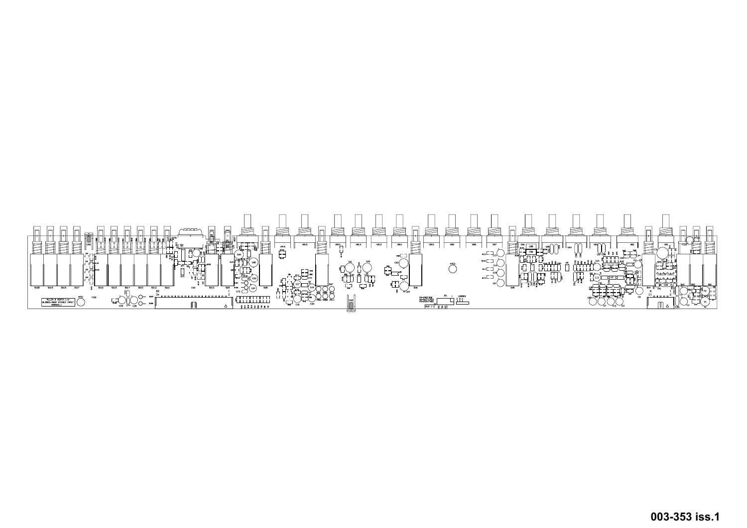ALLEN & HEATH Ltd
GL2800/3800 STEREO INPUT

003-353 iss.1